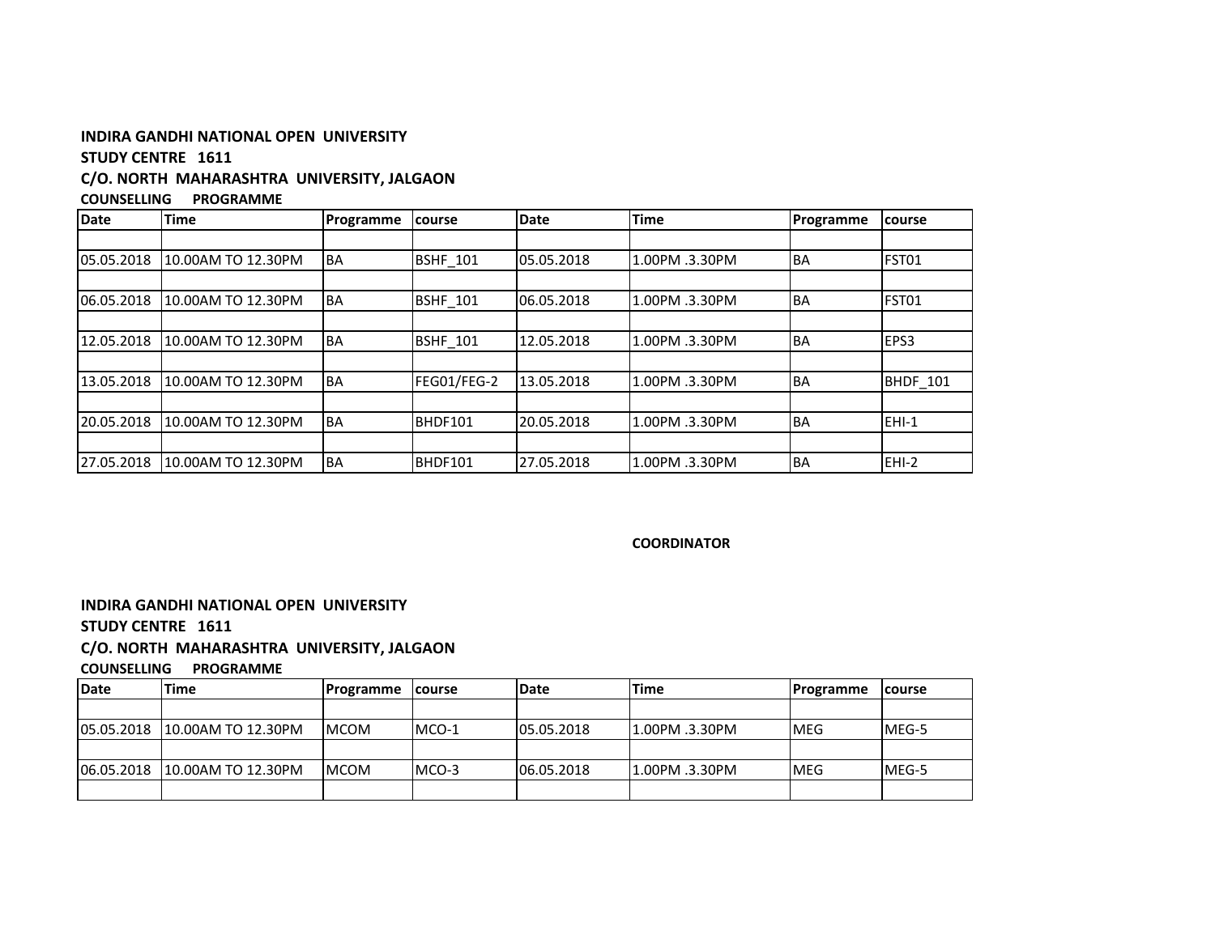**INDIRA GANDHI NATIONAL OPEN UNIVERSITY**

**STUDY CENTRE 1611**

**C/O. NORTH MAHARASHTRA UNIVERSITY, JALGAON**

**COUNSELLING PROGRAMME**

| Date | Time | Programme | course | Date | Time | Programme | course |
|---|---|---|---|---|---|---|---|
| | | | | | | | |
| 05.05.2018 | 10.00AM TO 12.30PM | BA | BSHF_101 | 05.05.2018 | 1.00PM .3.30PM | BA | FST01 |
| | | | | | | | |
| 06.05.2018 | 10.00AM TO 12.30PM | BA | BSHF_101 | 06.05.2018 | 1.00PM .3.30PM | BA | FST01 |
| | | | | | | | |
| 12.05.2018 | 10.00AM TO 12.30PM | BA | BSHF_101 | 12.05.2018 | 1.00PM .3.30PM | BA | EPS3 |
| | | | | | | | |
| 13.05.2018 | 10.00AM TO 12.30PM | BA | FEG01/FEG-2 | 13.05.2018 | 1.00PM .3.30PM | BA | BHDF_101 |
| | | | | | | | |
| 20.05.2018 | 10.00AM TO 12.30PM | BA | BHDF101 | 20.05.2018 | 1.00PM .3.30PM | BA | EHI-1 |
| | | | | | | | |
| 27.05.2018 | 10.00AM TO 12.30PM | BA | BHDF101 | 27.05.2018 | 1.00PM .3.30PM | BA | EHI-2 |

**COORDINATOR**

**INDIRA GANDHI NATIONAL OPEN UNIVERSITY**

**STUDY CENTRE 1611**

**C/O. NORTH MAHARASHTRA UNIVERSITY, JALGAON**

**COUNSELLING PROGRAMME**

| Date | Time | Programme | course | Date | Time | Programme | course |
|---|---|---|---|---|---|---|---|
| | | | | | | | |
| 05.05.2018 | 10.00AM TO 12.30PM | MCOM | MCO-1 | 05.05.2018 | 1.00PM .3.30PM | MEG | MEG-5 |
| | | | | | | | |
| 06.05.2018 | 10.00AM TO 12.30PM | MCOM | MCO-3 | 06.05.2018 | 1.00PM .3.30PM | MEG | MEG-5 |
| | | | | | | | |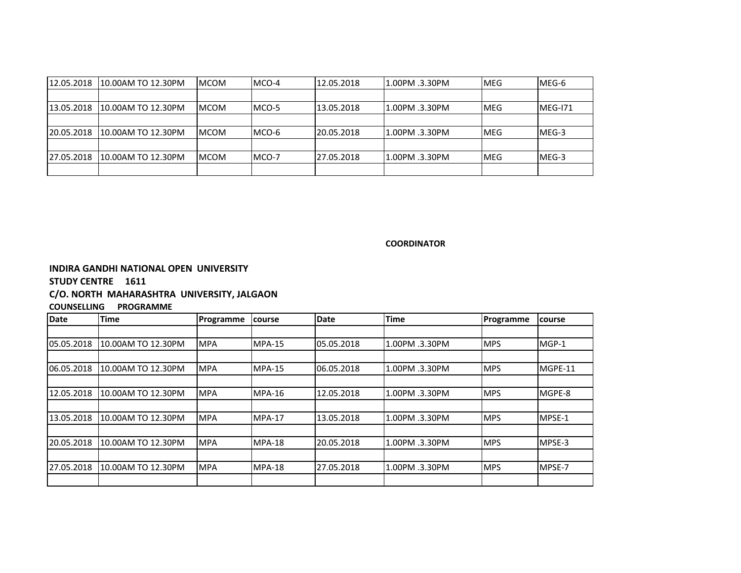| 12.05.2018 | 10.00AM TO 12.30PM | MCOM | MCO-4 | 12.05.2018 | 1.00PM .3.30PM | MEG | MEG-6 |
|---|---|---|---|---|---|---|---|
| | | | | | | | |
| 13.05.2018 | 10.00AM TO 12.30PM | MCOM | MCO-5 | 13.05.2018 | 1.00PM .3.30PM | MEG | MEG-I71 |
| | | | | | | | |
| 20.05.2018 | 10.00AM TO 12.30PM | MCOM | MCO-6 | 20.05.2018 | 1.00PM .3.30PM | MEG | MEG-3 |
| | | | | | | | |
| 27.05.2018 | 10.00AM TO 12.30PM | MCOM | MCO-7 | 27.05.2018 | 1.00PM .3.30PM | MEG | MEG-3 |
| | | | | | | | |

**COORDINATOR**

**INDIRA GANDHI NATIONAL OPEN UNIVERSITY**

**STUDY CENTRE 1611**

**C/O. NORTH MAHARASHTRA UNIVERSITY, JALGAON**

**COUNSELLING PROGRAMME**

| Date | Time | Programme | course | Date | Time | Programme | course |
|---|---|---|---|---|---|---|---|
| | | | | | | | |
| 05.05.2018 | 10.00AM TO 12.30PM | MPA | MPA-15 | 05.05.2018 | 1.00PM .3.30PM | MPS | MGP-1 |
| | | | | | | | |
| 06.05.2018 | 10.00AM TO 12.30PM | MPA | MPA-15 | 06.05.2018 | 1.00PM .3.30PM | MPS | MGPE-11 |
| | | | | | | | |
| 12.05.2018 | 10.00AM TO 12.30PM | MPA | MPA-16 | 12.05.2018 | 1.00PM .3.30PM | MPS | MGPE-8 |
| | | | | | | | |
| 13.05.2018 | 10.00AM TO 12.30PM | MPA | MPA-17 | 13.05.2018 | 1.00PM .3.30PM | MPS | MPSE-1 |
| | | | | | | | |
| 20.05.2018 | 10.00AM TO 12.30PM | MPA | MPA-18 | 20.05.2018 | 1.00PM .3.30PM | MPS | MPSE-3 |
| | | | | | | | |
| 27.05.2018 | 10.00AM TO 12.30PM | MPA | MPA-18 | 27.05.2018 | 1.00PM .3.30PM | MPS | MPSE-7 |
| | | | | | | | |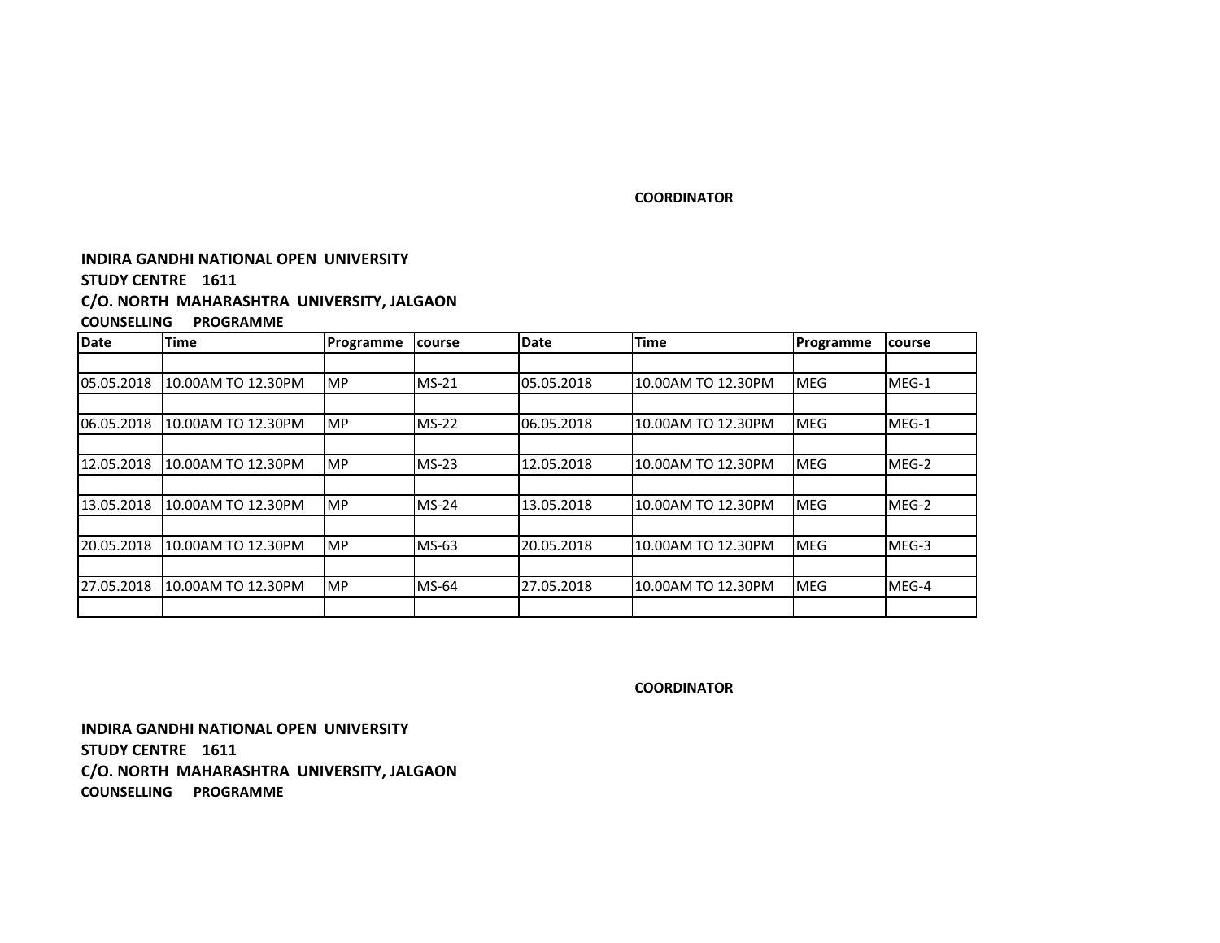**COORDINATOR**

**INDIRA GANDHI NATIONAL OPEN UNIVERSITY**

**STUDY CENTRE 1611**

**C/O. NORTH MAHARASHTRA UNIVERSITY, JALGAON**

**COUNSELLING PROGRAMME**

| Date | Time | Programme | course | Date | Time | Programme | course |
|---|---|---|---|---|---|---|---|
| | | | | | | | |
| 05.05.2018 | 10.00AM TO 12.30PM | MP | MS-21 | 05.05.2018 | 10.00AM TO 12.30PM | MEG | MEG-1 |
| | | | | | | | |
| 06.05.2018 | 10.00AM TO 12.30PM | MP | MS-22 | 06.05.2018 | 10.00AM TO 12.30PM | MEG | MEG-1 |
| | | | | | | | |
| 12.05.2018 | 10.00AM TO 12.30PM | MP | MS-23 | 12.05.2018 | 10.00AM TO 12.30PM | MEG | MEG-2 |
| | | | | | | | |
| 13.05.2018 | 10.00AM TO 12.30PM | MP | MS-24 | 13.05.2018 | 10.00AM TO 12.30PM | MEG | MEG-2 |
| | | | | | | | |
| 20.05.2018 | 10.00AM TO 12.30PM | MP | MS-63 | 20.05.2018 | 10.00AM TO 12.30PM | MEG | MEG-3 |
| | | | | | | | |
| 27.05.2018 | 10.00AM TO 12.30PM | MP | MS-64 | 27.05.2018 | 10.00AM TO 12.30PM | MEG | MEG-4 |
| | | | | | | | |

**COORDINATOR**

**INDIRA GANDHI NATIONAL OPEN UNIVERSITY**

**STUDY CENTRE 1611**

**C/O. NORTH MAHARASHTRA UNIVERSITY, JALGAON**

**COUNSELLING PROGRAMME**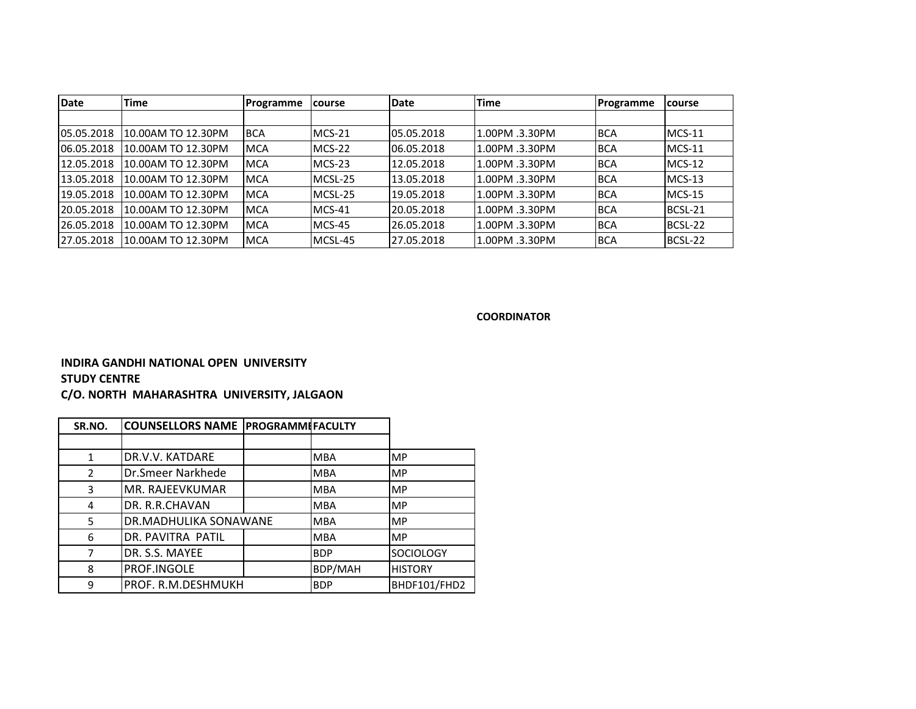| Date | Time | Programme | course | Date | Time | Programme | course |
|---|---|---|---|---|---|---|---|
| | | | | | | | |
| 05.05.2018 | 10.00AM TO 12.30PM | BCA | MCS-21 | 05.05.2018 | 1.00PM .3.30PM | BCA | MCS-11 |
| 06.05.2018 | 10.00AM TO 12.30PM | MCA | MCS-22 | 06.05.2018 | 1.00PM .3.30PM | BCA | MCS-11 |
| 12.05.2018 | 10.00AM TO 12.30PM | MCA | MCS-23 | 12.05.2018 | 1.00PM .3.30PM | BCA | MCS-12 |
| 13.05.2018 | 10.00AM TO 12.30PM | MCA | MCSL-25 | 13.05.2018 | 1.00PM .3.30PM | BCA | MCS-13 |
| 19.05.2018 | 10.00AM TO 12.30PM | MCA | MCSL-25 | 19.05.2018 | 1.00PM .3.30PM | BCA | MCS-15 |
| 20.05.2018 | 10.00AM TO 12.30PM | MCA | MCS-41 | 20.05.2018 | 1.00PM .3.30PM | BCA | BCSL-21 |
| 26.05.2018 | 10.00AM TO 12.30PM | MCA | MCS-45 | 26.05.2018 | 1.00PM .3.30PM | BCA | BCSL-22 |
| 27.05.2018 | 10.00AM TO 12.30PM | MCA | MCSL-45 | 27.05.2018 | 1.00PM .3.30PM | BCA | BCSL-22 |

**COORDINATOR**

**INDIRA GANDHI NATIONAL OPEN UNIVERSITY**
**STUDY CENTRE**
**C/O. NORTH MAHARASHTRA UNIVERSITY, JALGAON**

| SR.NO. | COUNSELLORS NAME | PROGRAMME | FACULTY | |
|---|---|---|---|---|
| | | | | |
| 1 | DR.V.V. KATDARE | | MBA | MP |
| 2 | Dr.Smeer Narkhede | | MBA | MP |
| 3 | MR. RAJEEVKUMAR | | MBA | MP |
| 4 | DR. R.R.CHAVAN | | MBA | MP |
| 5 | DR.MADHULIKA SONAWANE | | MBA | MP |
| 6 | DR. PAVITRA PATIL | | MBA | MP |
| 7 | DR. S.S. MAYEE | | BDP | SOCIOLOGY |
| 8 | PROF.INGOLE | | BDP/MAH | HISTORY |
| 9 | PROF. R.M.DESHMUKH | | BDP | BHDF101/FHD2 |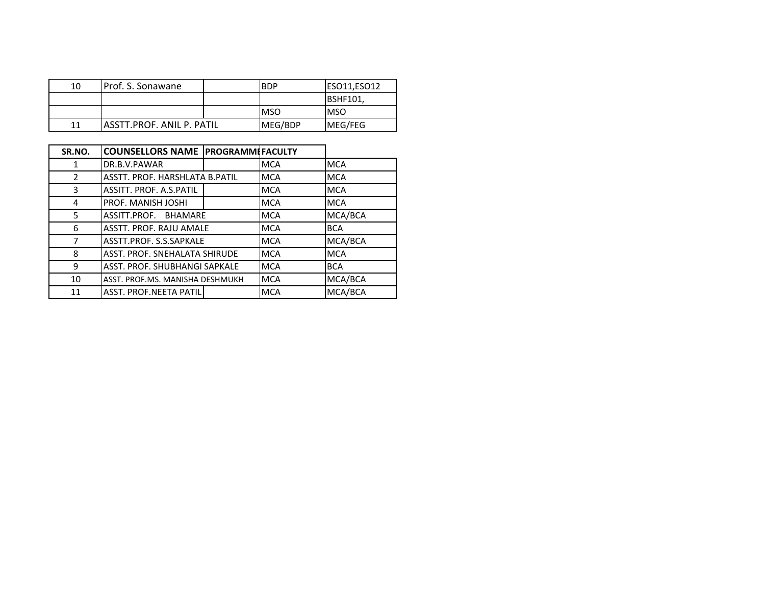| | | | | |
|---|---|---|---|---|
| 10 | Prof. S. Sonawane | | BDP | ESO11,ESO12 |
| | | | | BSHF101, |
| | | | MSO | MSO |
| 11 | ASSTT.PROF. ANIL P. PATIL | | MEG/BDP | MEG/FEG |

| SR.NO. | COUNSELLORS NAME | PROGRAMME | FACULTY | |
|---|---|---|---|---|
| 1 | DR.B.V.PAWAR | | MCA | MCA |
| 2 | ASSTT. PROF. HARSHLATA B.PATIL | | MCA | MCA |
| 3 | ASSITT. PROF. A.S.PATIL | | MCA | MCA |
| 4 | PROF. MANISH JOSHI | | MCA | MCA |
| 5 | ASSITT.PROF. BHAMARE | | MCA | MCA/BCA |
| 6 | ASSTT. PROF. RAJU AMALE | | MCA | BCA |
| 7 | ASSTT.PROF. S.S.SAPKALE | | MCA | MCA/BCA |
| 8 | ASST. PROF. SNEHALATA SHIRUDE | | MCA | MCA |
| 9 | ASST. PROF. SHUBHANGI SAPKALE | | MCA | BCA |
| 10 | ASST. PROF.MS. MANISHA DESHMUKH | | MCA | MCA/BCA |
| 11 | ASST. PROF.NEETA PATIL | | MCA | MCA/BCA |